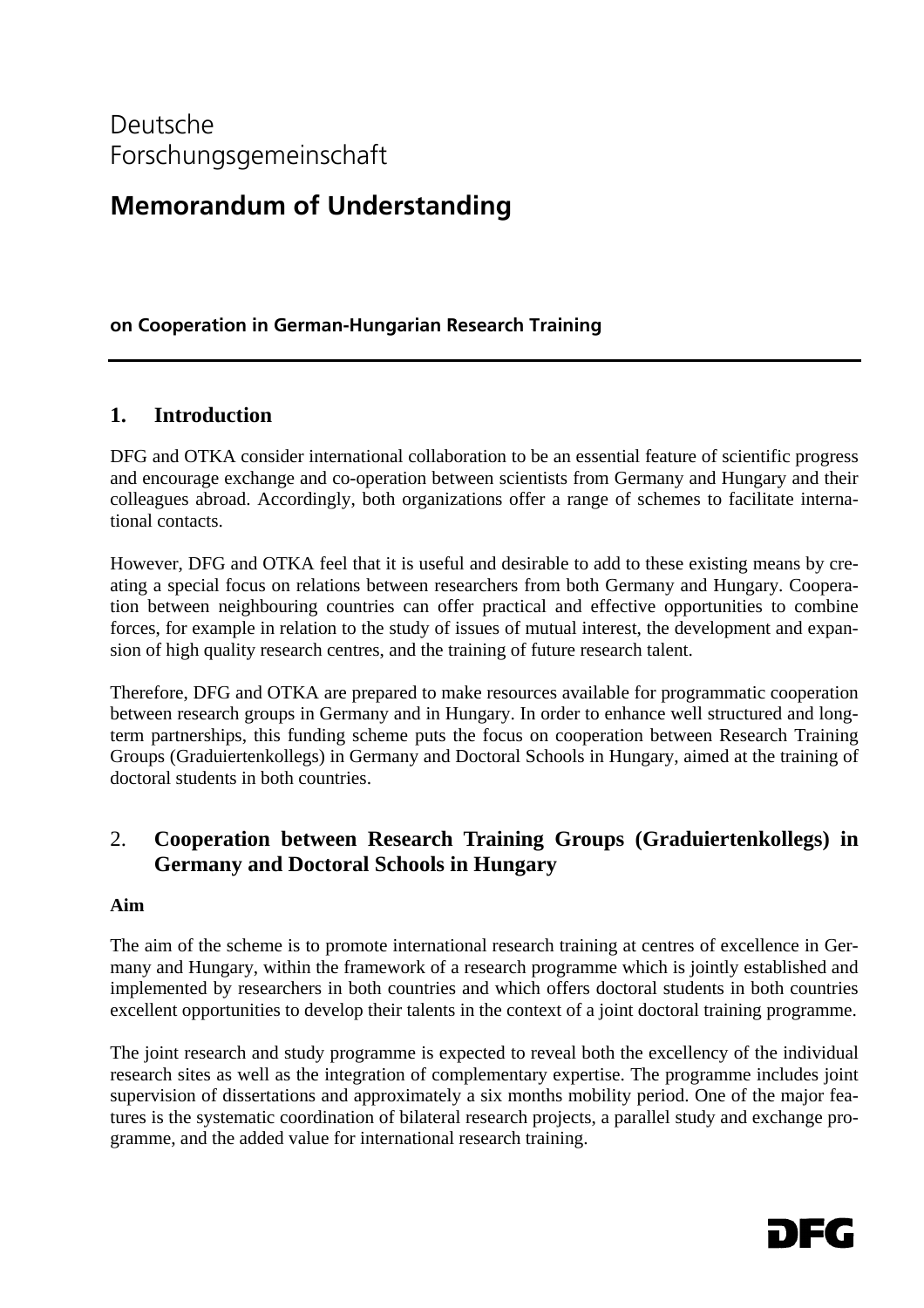Deutsche
Forschungsgemeinschaft

# Memorandum of Understanding

**on Cooperation in German-Hungarian Research Training**

---

## 1. Introduction

DFG and OTKA consider international collaboration to be an essential feature of scientific progress and encourage exchange and co-operation between scientists from Germany and Hungary and their colleagues abroad. Accordingly, both organizations offer a range of schemes to facilitate international contacts.

However, DFG and OTKA feel that it is useful and desirable to add to these existing means by creating a special focus on relations between researchers from both Germany and Hungary. Cooperation between neighbouring countries can offer practical and effective opportunities to combine forces, for example in relation to the study of issues of mutual interest, the development and expansion of high quality research centres, and the training of future research talent.

Therefore, DFG and OTKA are prepared to make resources available for programmatic cooperation between research groups in Germany and in Hungary. In order to enhance well structured and long-term partnerships, this funding scheme puts the focus on cooperation between Research Training Groups (Graduiertenkollegs) in Germany and Doctoral Schools in Hungary, aimed at the training of doctoral students in both countries.

## 2. Cooperation between Research Training Groups (Graduiertenkollegs) in Germany and Doctoral Schools in Hungary

**Aim**

The aim of the scheme is to promote international research training at centres of excellence in Germany and Hungary, within the framework of a research programme which is jointly established and implemented by researchers in both countries and which offers doctoral students in both countries excellent opportunities to develop their talents in the context of a joint doctoral training programme.

The joint research and study programme is expected to reveal both the excellency of the individual research sites as well as the integration of complementary expertise. The programme includes joint supervision of dissertations and approximately a six months mobility period. One of the major features is the systematic coordination of bilateral research projects, a parallel study and exchange programme, and the added value for international research training.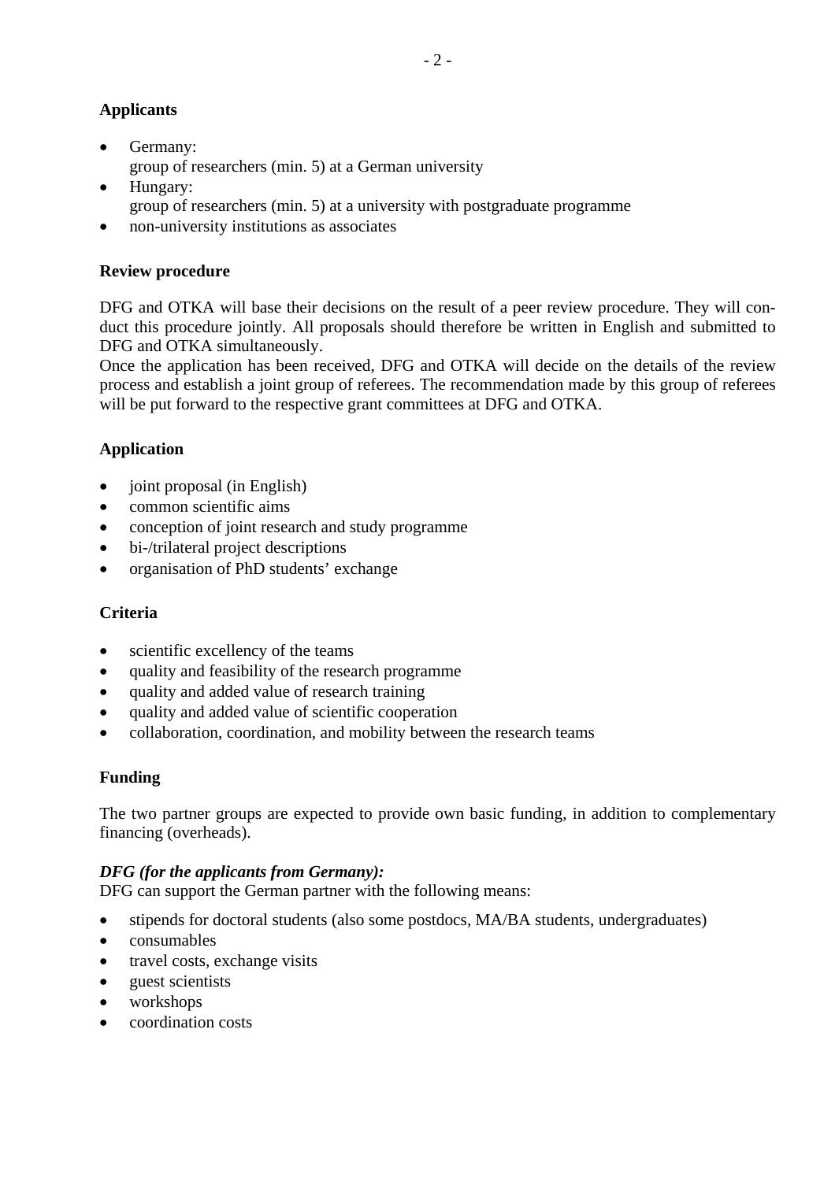**Applicants**

- Germany:
  group of researchers (min. 5) at a German university
- Hungary:
  group of researchers (min. 5) at a university with postgraduate programme
- non-university institutions as associates

**Review procedure**

DFG and OTKA will base their decisions on the result of a peer review procedure. They will conduct this procedure jointly. All proposals should therefore be written in English and submitted to DFG and OTKA simultaneously.
Once the application has been received, DFG and OTKA will decide on the details of the review process and establish a joint group of referees. The recommendation made by this group of referees will be put forward to the respective grant committees at DFG and OTKA.

**Application**

- joint proposal (in English)
- common scientific aims
- conception of joint research and study programme
- bi-/trilateral project descriptions
- organisation of PhD students' exchange

**Criteria**

- scientific excellency of the teams
- quality and feasibility of the research programme
- quality and added value of research training
- quality and added value of scientific cooperation
- collaboration, coordination, and mobility between the research teams

**Funding**

The two partner groups are expected to provide own basic funding, in addition to complementary financing (overheads).

***DFG (for the applicants from Germany):***
DFG can support the German partner with the following means:

- stipends for doctoral students (also some postdocs, MA/BA students, undergraduates)
- consumables
- travel costs, exchange visits
- guest scientists
- workshops
- coordination costs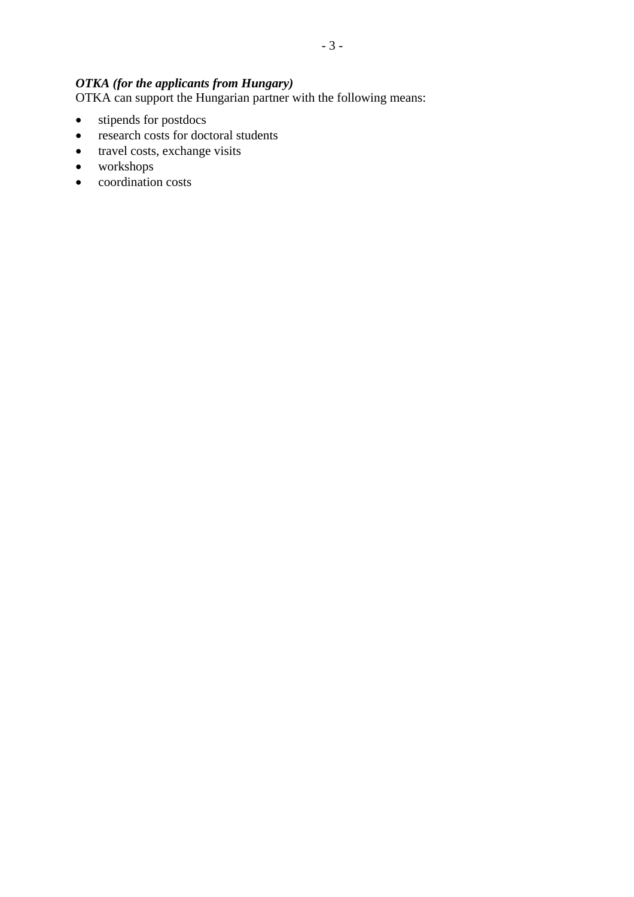***OTKA (for the applicants from Hungary)***

OTKA can support the Hungarian partner with the following means:

- stipends for postdocs
- research costs for doctoral students
- travel costs, exchange visits
- workshops
- coordination costs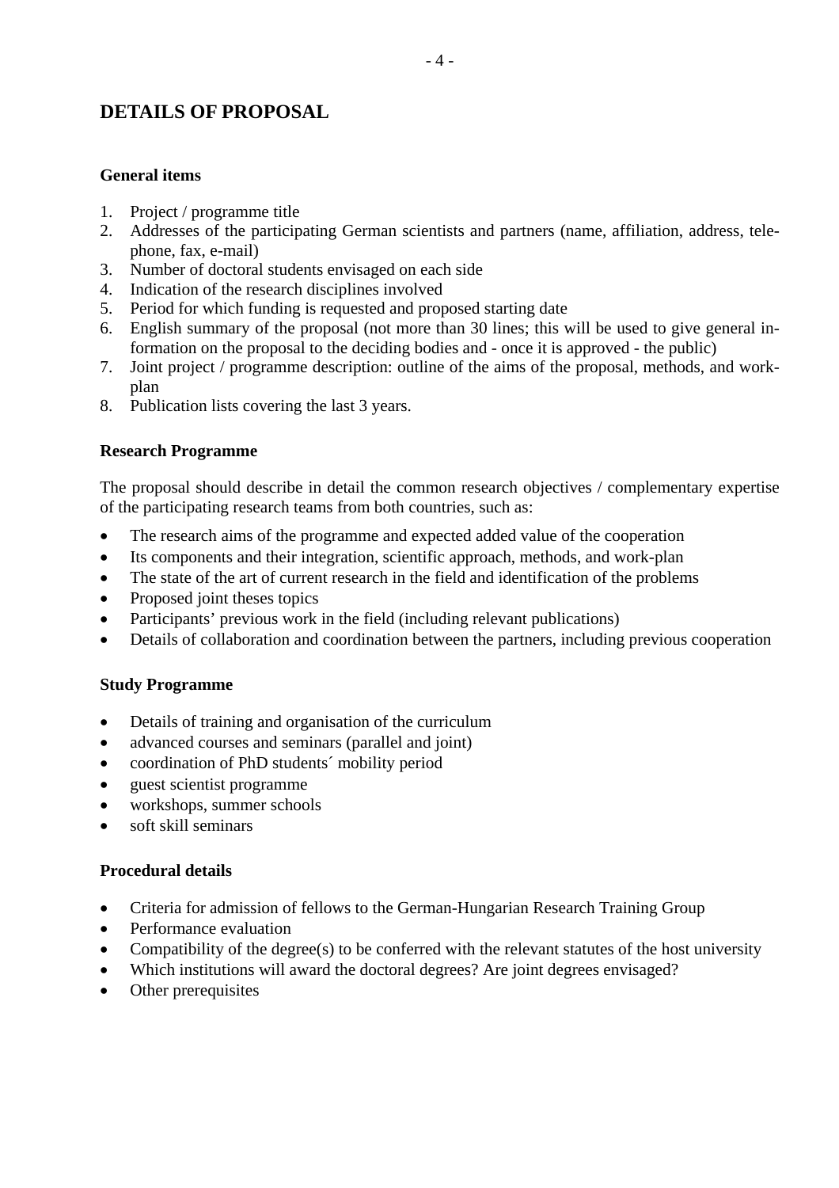## DETAILS OF PROPOSAL

### General items

1. Project / programme title
2. Addresses of the participating German scientists and partners (name, affiliation, address, telephone, fax, e-mail)
3. Number of doctoral students envisaged on each side
4. Indication of the research disciplines involved
5. Period for which funding is requested and proposed starting date
6. English summary of the proposal (not more than 30 lines; this will be used to give general information on the proposal to the deciding bodies and - once it is approved - the public)
7. Joint project / programme description: outline of the aims of the proposal, methods, and work-plan
8. Publication lists covering the last 3 years.

### Research Programme

The proposal should describe in detail the common research objectives / complementary expertise of the participating research teams from both countries, such as:

- The research aims of the programme and expected added value of the cooperation
- Its components and their integration, scientific approach, methods, and work-plan
- The state of the art of current research in the field and identification of the problems
- Proposed joint theses topics
- Participants’ previous work in the field (including relevant publications)
- Details of collaboration and coordination between the partners, including previous cooperation

### Study Programme

- Details of training and organisation of the curriculum
- advanced courses and seminars (parallel and joint)
- coordination of PhD students´ mobility period
- guest scientist programme
- workshops, summer schools
- soft skill seminars

### Procedural details

- Criteria for admission of fellows to the German-Hungarian Research Training Group
- Performance evaluation
- Compatibility of the degree(s) to be conferred with the relevant statutes of the host university
- Which institutions will award the doctoral degrees? Are joint degrees envisaged?
- Other prerequisites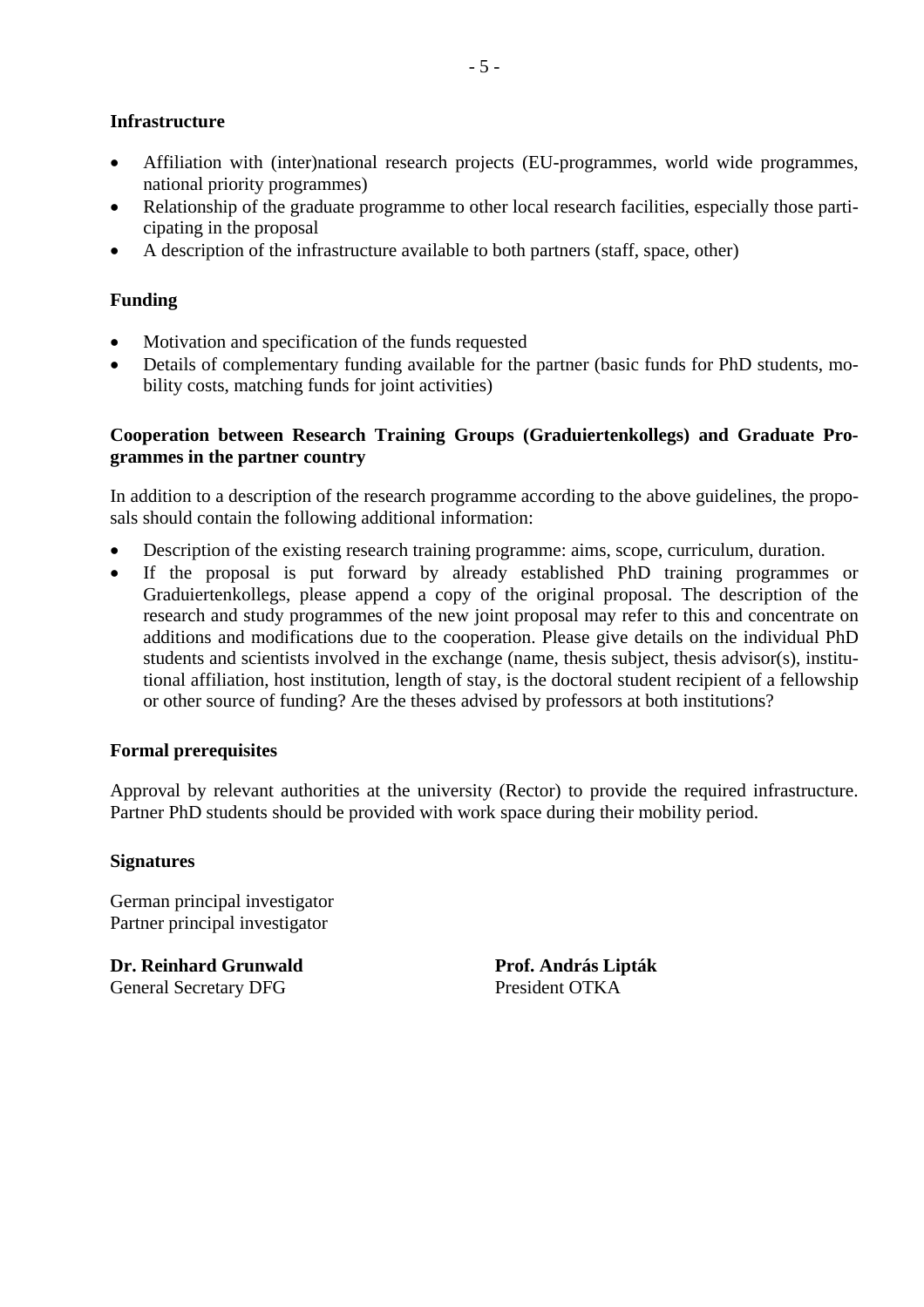**Infrastructure**

- Affiliation with (inter)national research projects (EU-programmes, world wide programmes, national priority programmes)
- Relationship of the graduate programme to other local research facilities, especially those participating in the proposal
- A description of the infrastructure available to both partners (staff, space, other)

**Funding**

- Motivation and specification of the funds requested
- Details of complementary funding available for the partner (basic funds for PhD students, mobility costs, matching funds for joint activities)

**Cooperation between Research Training Groups (Graduiertenkollegs) and Graduate Programmes in the partner country**

In addition to a description of the research programme according to the above guidelines, the proposals should contain the following additional information:

- Description of the existing research training programme: aims, scope, curriculum, duration.
- If the proposal is put forward by already established PhD training programmes or Graduiertenkollegs, please append a copy of the original proposal. The description of the research and study programmes of the new joint proposal may refer to this and concentrate on additions and modifications due to the cooperation. Please give details on the individual PhD students and scientists involved in the exchange (name, thesis subject, thesis advisor(s), institutional affiliation, host institution, length of stay, is the doctoral student recipient of a fellowship or other source of funding? Are the theses advised by professors at both institutions?

**Formal prerequisites**

Approval by relevant authorities at the university (Rector) to provide the required infrastructure. Partner PhD students should be provided with work space during their mobility period.

**Signatures**

German principal investigator
Partner principal investigator

**Dr. Reinhard Grunwald**
General Secretary DFG

**Prof. András Lipták**
President OTKA